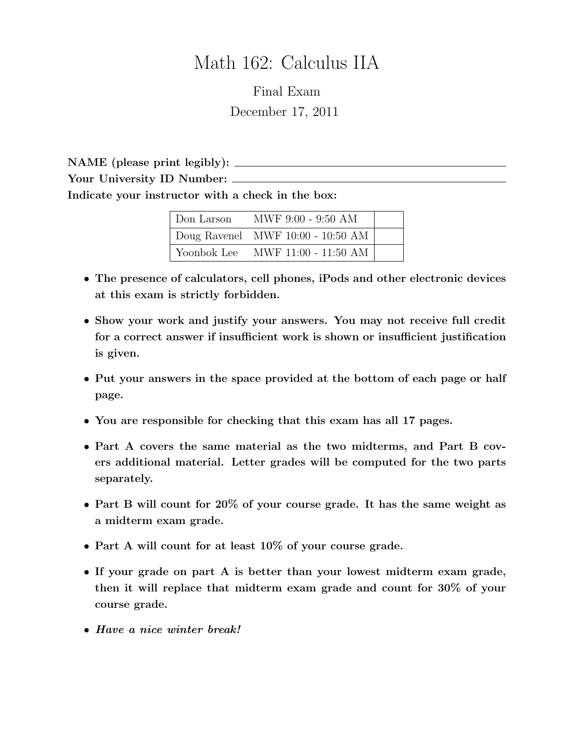# Math 162: Calculus IIA

Final Exam

December 17, 2011

**NAME (please print legibly):** ______________________________

**Your University ID Number:** ______________________________

**Indicate your instructor with a check in the box:**

| | | |
|---|---|---|
| Don Larson | MWF 9:00 - 9:50 AM | |
| Doug Ravenel | MWF 10:00 - 10:50 AM | |
| Yoonbok Lee | MWF 11:00 - 11:50 AM | |

- **The presence of calculators, cell phones, iPods and other electronic devices at this exam is strictly forbidden.**
- **Show your work and justify your answers. You may not receive full credit for a correct answer if insufficient work is shown or insufficient justification is given.**
- **Put your answers in the space provided at the bottom of each page or half page.**
- **You are responsible for checking that this exam has all 17 pages.**
- **Part A covers the same material as the two midterms, and Part B covers additional material. Letter grades will be computed for the two parts separately.**
- **Part B will count for 20% of your course grade. It has the same weight as a midterm exam grade.**
- **Part A will count for at least 10% of your course grade.**
- **If your grade on part A is better than your lowest midterm exam grade, then it will replace that midterm exam grade and count for 30% of your course grade.**
- ***Have a nice winter break!***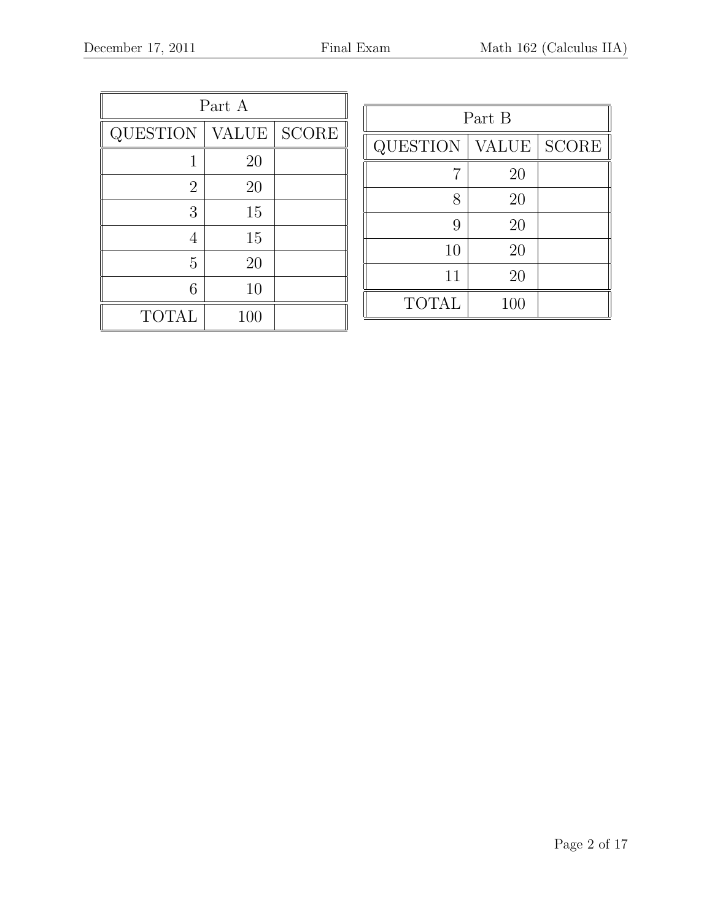| Part A | | |
|---|---|---|
| QUESTION | VALUE | SCORE |
| 1 | 20 | |
| 2 | 20 | |
| 3 | 15 | |
| 4 | 15 | |
| 5 | 20 | |
| 6 | 10 | |
| TOTAL | 100 | |

| Part B | | |
|---|---|---|
| QUESTION | VALUE | SCORE |
| 7 | 20 | |
| 8 | 20 | |
| 9 | 20 | |
| 10 | 20 | |
| 11 | 20 | |
| TOTAL | 100 | |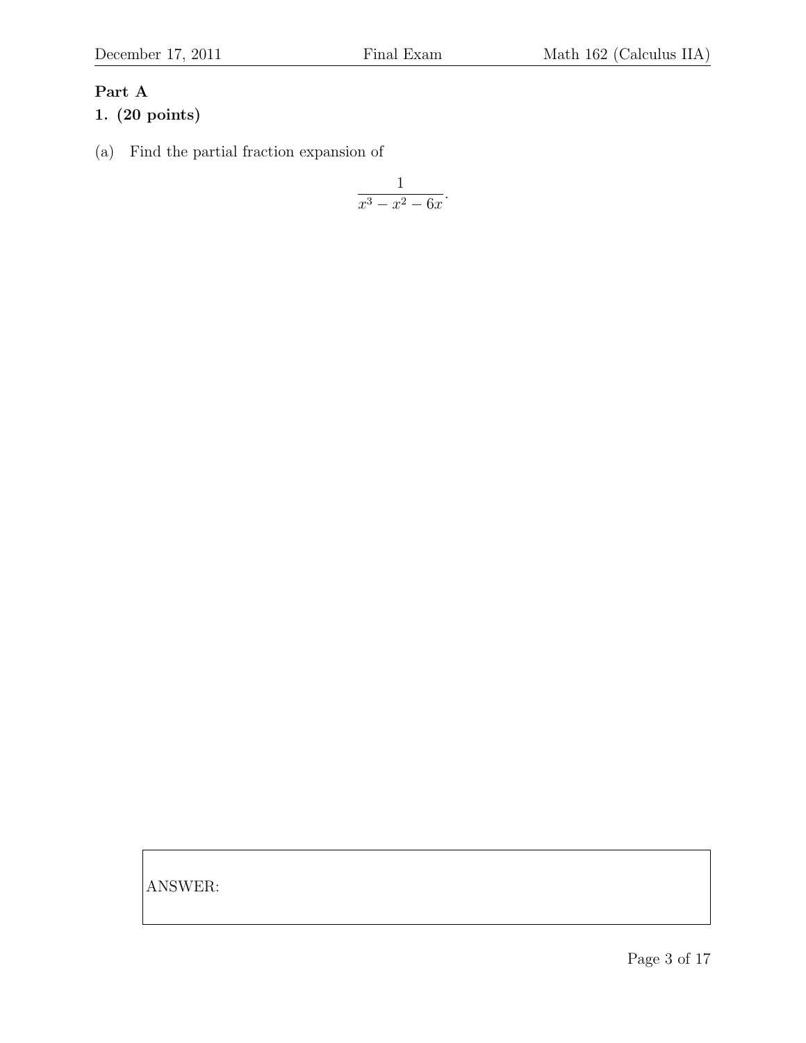**Part A**

**1. (20 points)**

(a) Find the partial fraction expansion of

$$\frac{1}{x^3 - x^2 - 6x}.$$

ANSWER: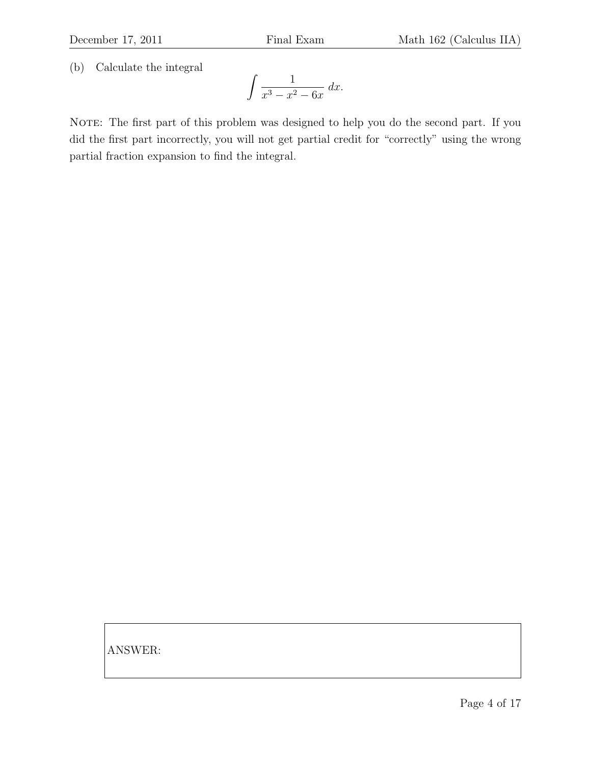(b) Calculate the integral

$$\int \frac{1}{x^3 - x^2 - 6x} \, dx.$$

NOTE: The first part of this problem was designed to help you do the second part. If you did the first part incorrectly, you will not get partial credit for "correctly" using the wrong partial fraction expansion to find the integral.

ANSWER: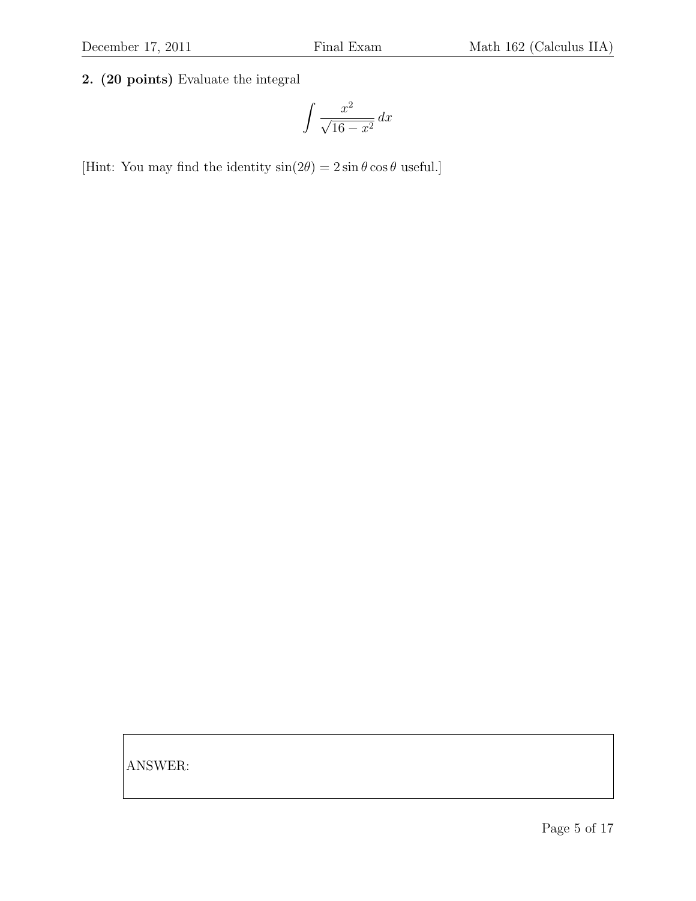**2. (20 points)** Evaluate the integral

$$\int \frac{x^2}{\sqrt{16-x^2}}\,dx$$

[Hint: You may find the identity $\sin(2\theta) = 2\sin\theta\cos\theta$ useful.]

ANSWER: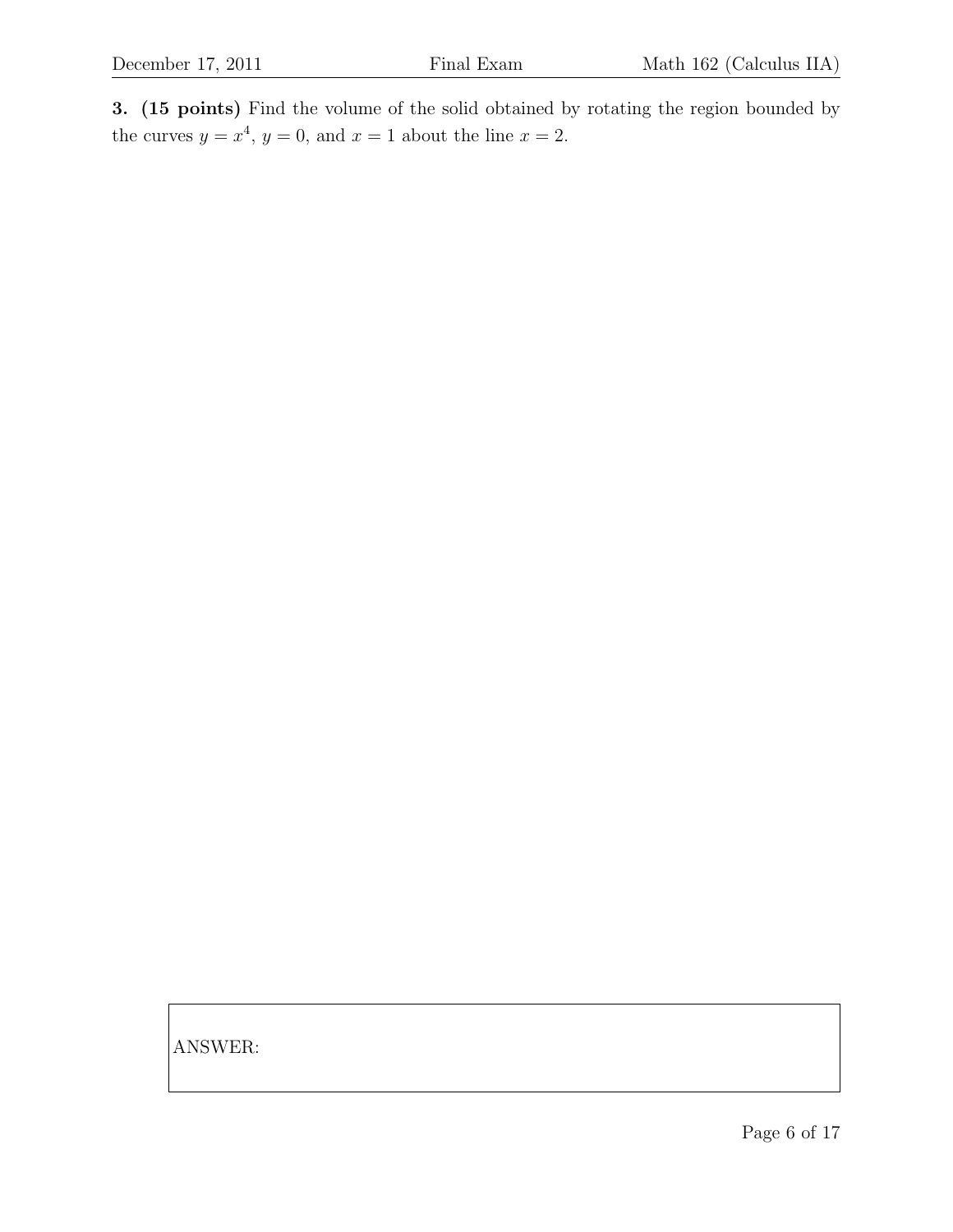**3. (15 points)** Find the volume of the solid obtained by rotating the region bounded by the curves $y = x^4$, $y = 0$, and $x = 1$ about the line $x = 2$.

ANSWER: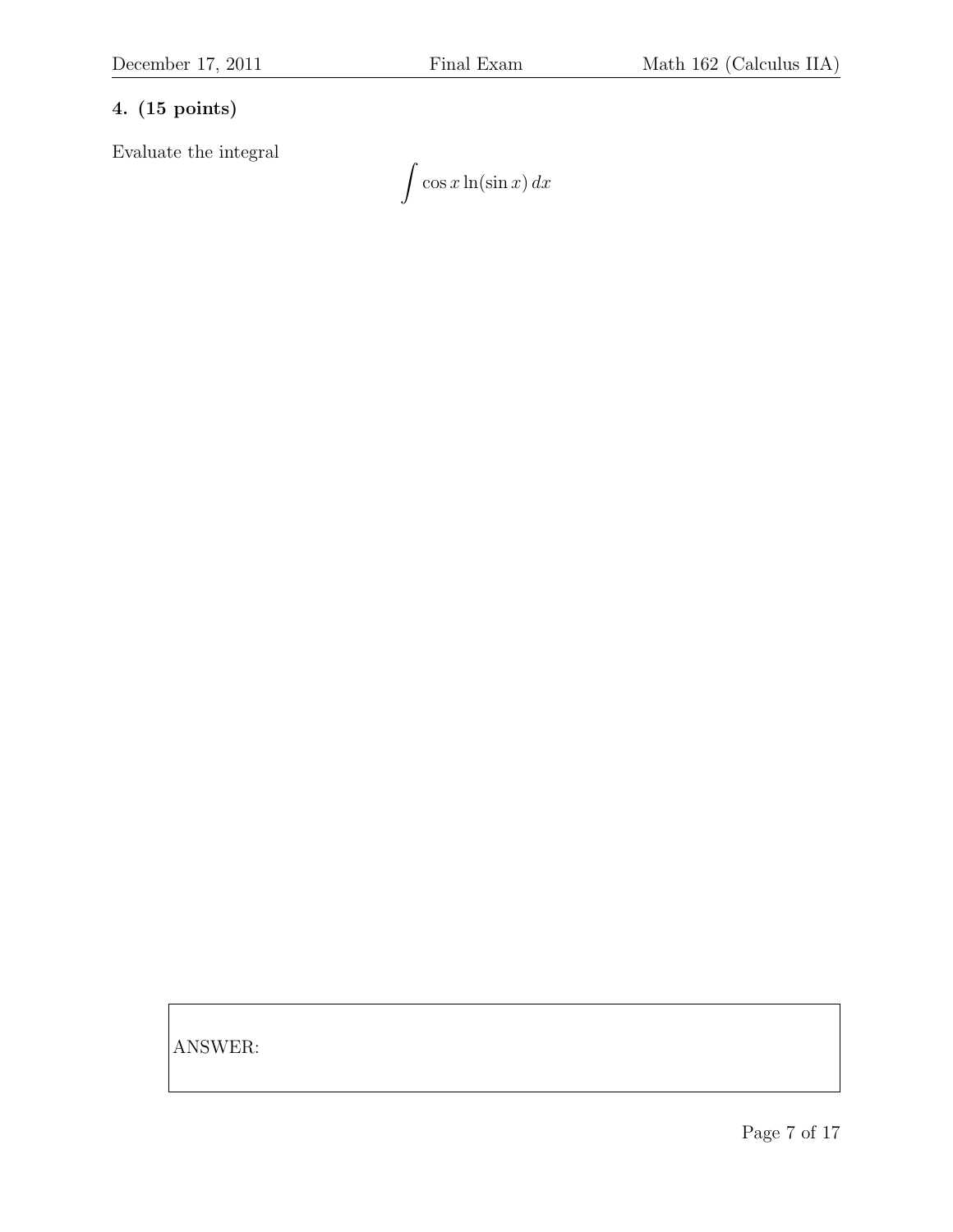**4. (15 points)**

Evaluate the integral

$$\int \cos x \ln(\sin x)\, dx$$

ANSWER: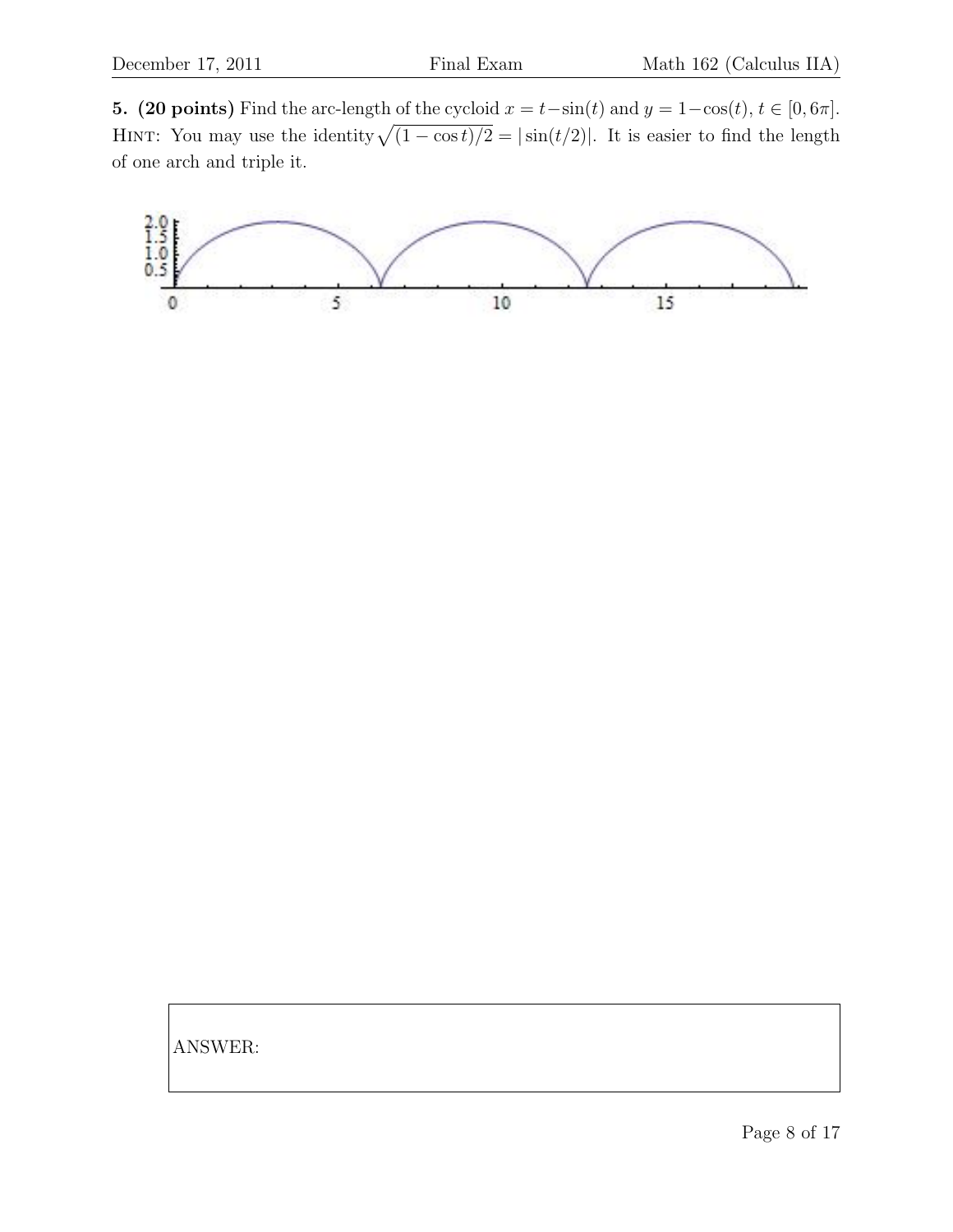**5. (20 points)** Find the arc-length of the cycloid $x = t - \sin(t)$ and $y = 1 - \cos(t)$, $t \in [0, 6\pi]$. Hint: You may use the identity $\sqrt{(1-\cos t)/2} = |\sin(t/2)|$. It is easier to find the length of one arch and triple it.

ANSWER: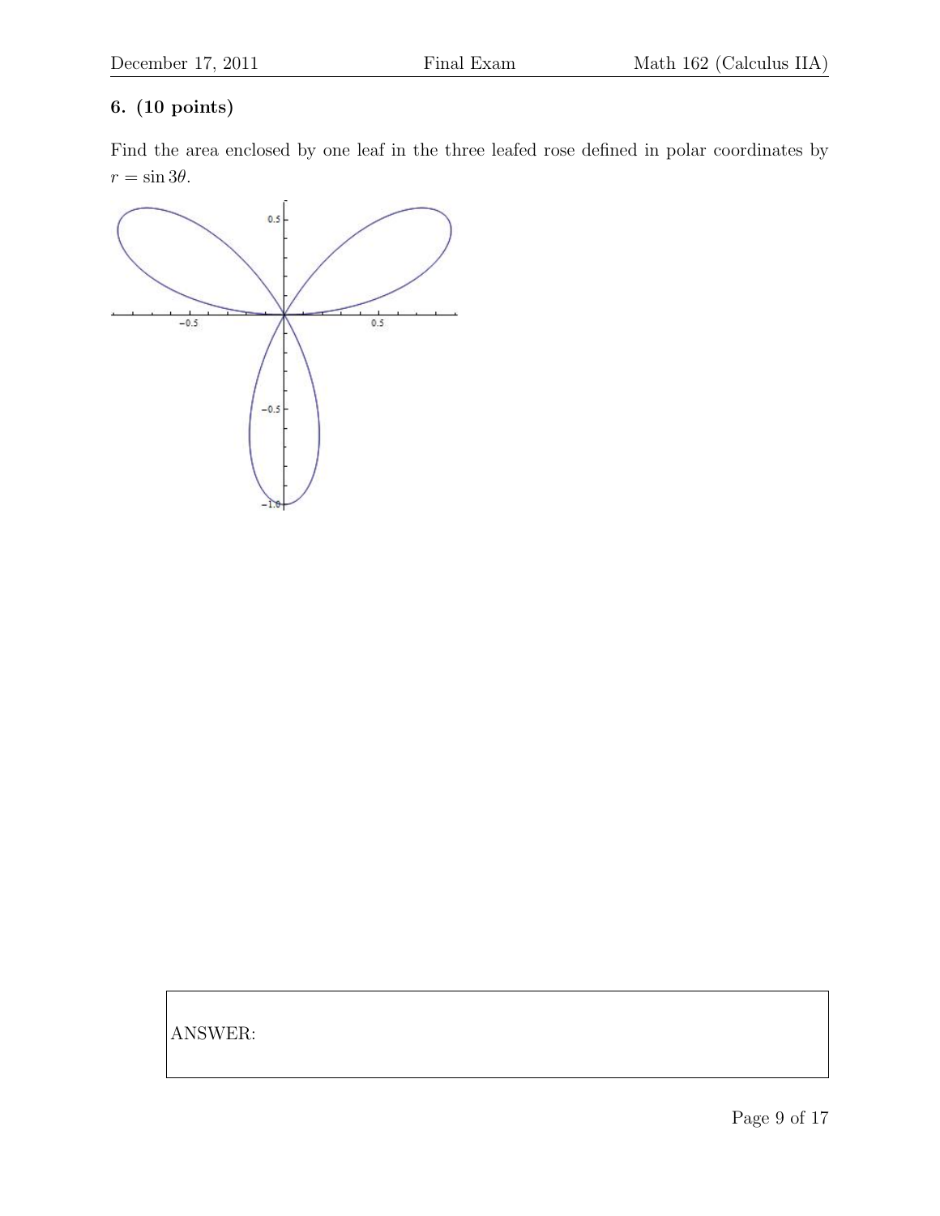**6. (10 points)**

Find the area enclosed by one leaf in the three leafed rose defined in polar coordinates by $r = \sin 3\theta$.

ANSWER: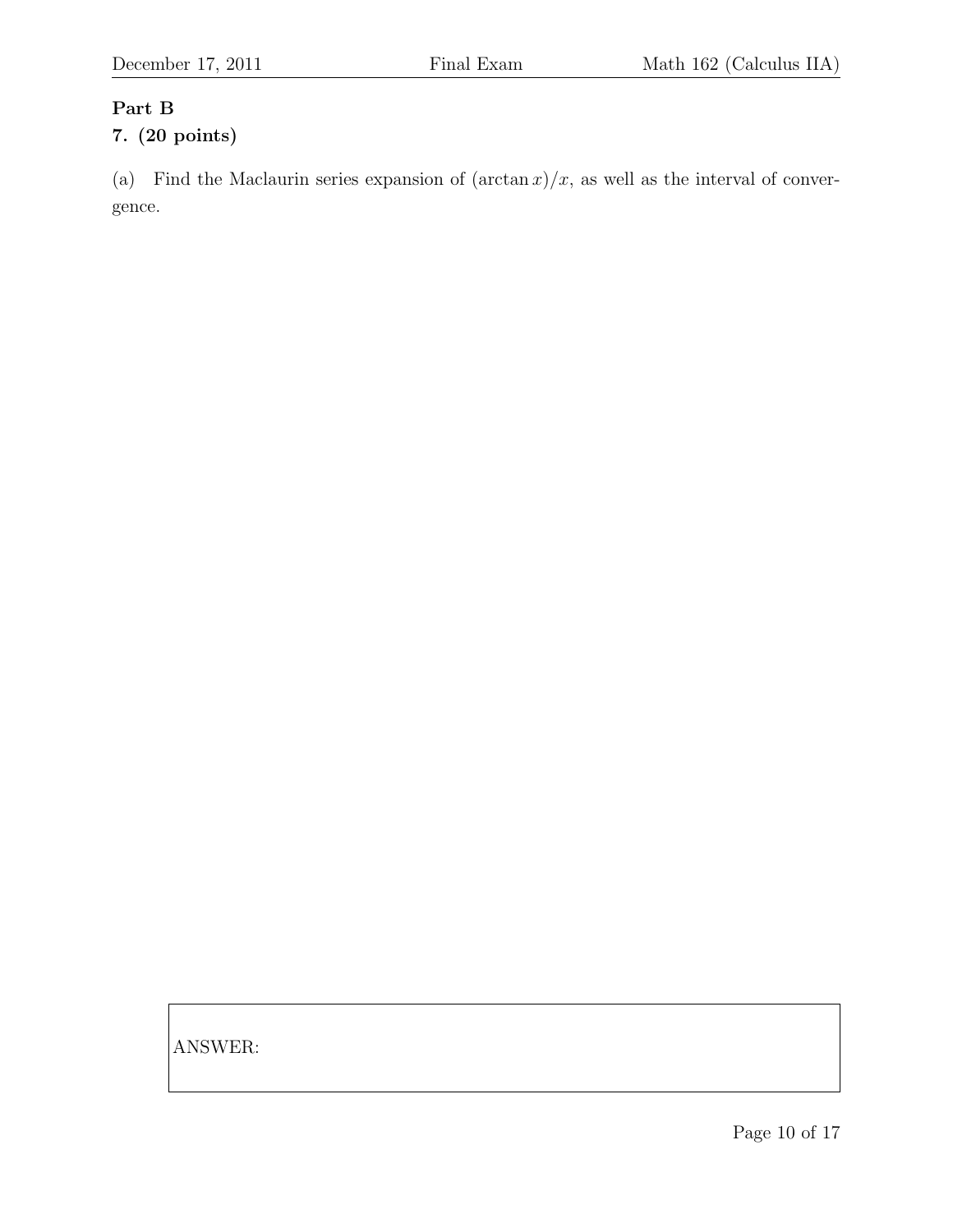**Part B**

**7. (20 points)**

(a) Find the Maclaurin series expansion of $(\arctan x)/x$, as well as the interval of convergence.

ANSWER: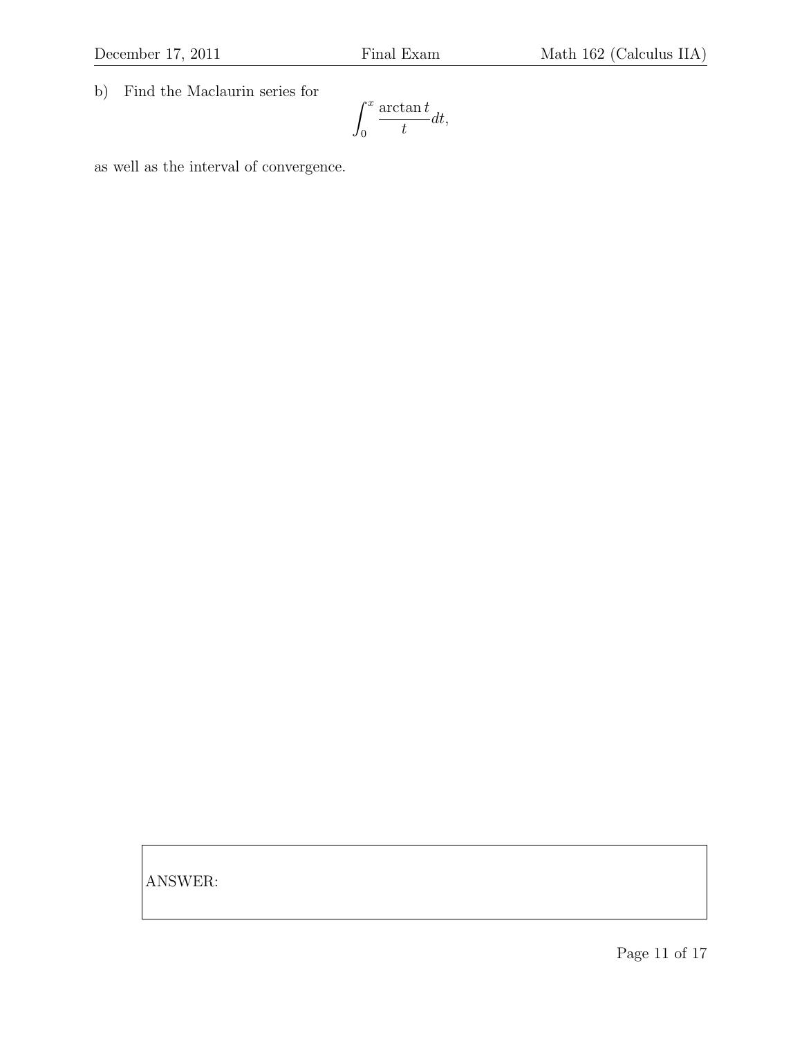b) Find the Maclaurin series for

$$\int_0^x \frac{\arctan t}{t} dt,$$

as well as the interval of convergence.

ANSWER: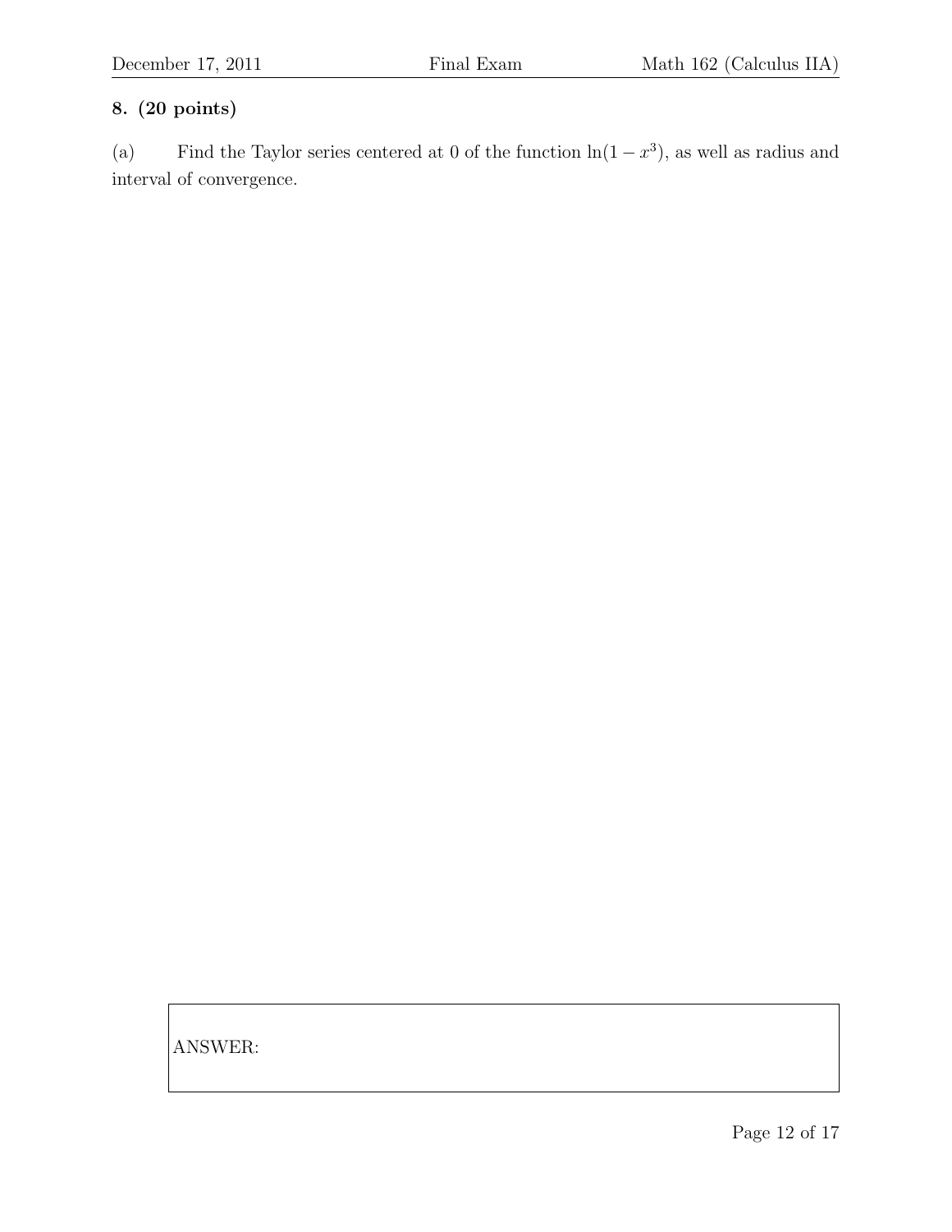**8. (20 points)**

(a) Find the Taylor series centered at 0 of the function $\ln(1 - x^3)$, as well as radius and interval of convergence.

ANSWER: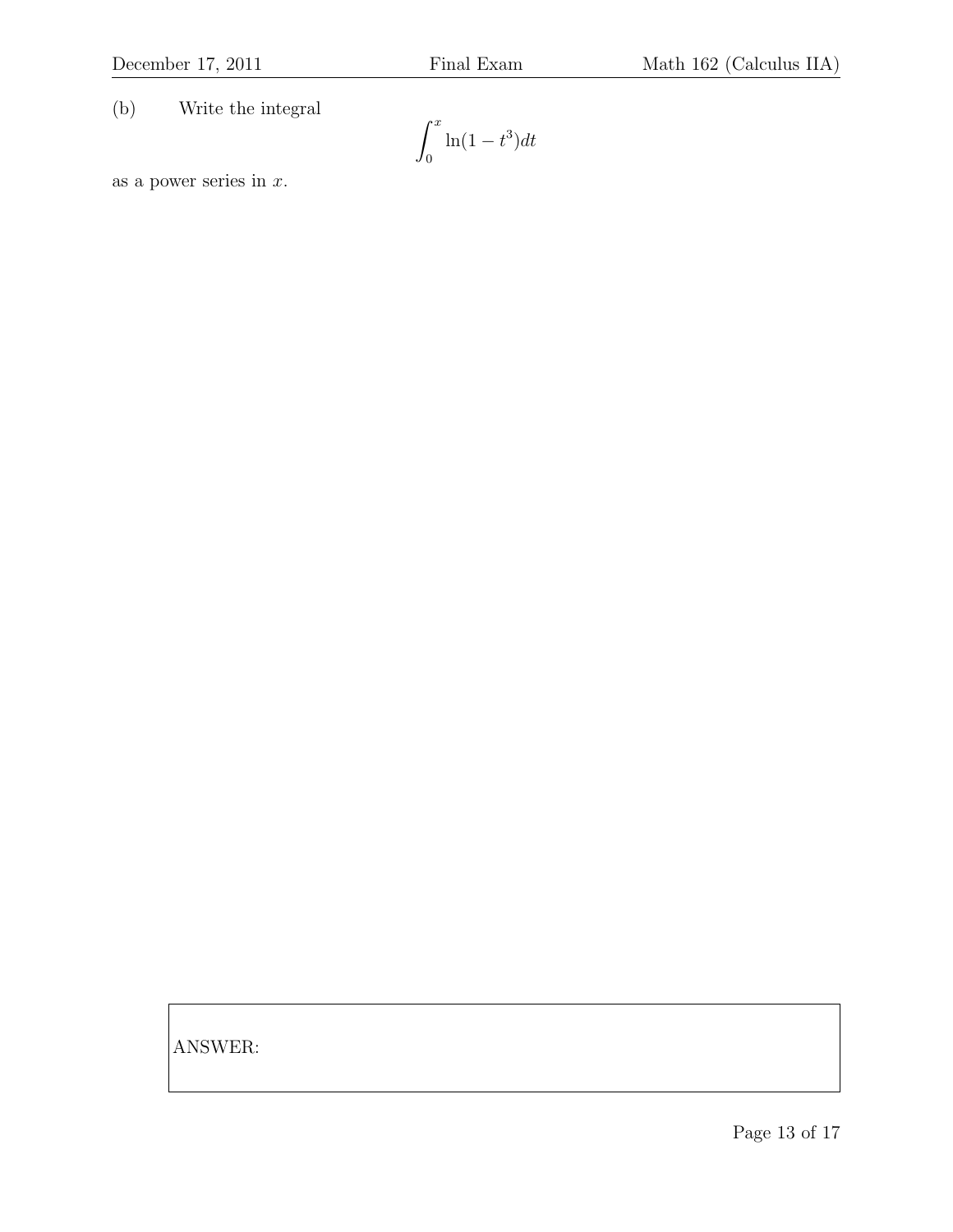(b) Write the integral

$$\int_0^x \ln(1-t^3)dt$$

as a power series in $x$.

ANSWER: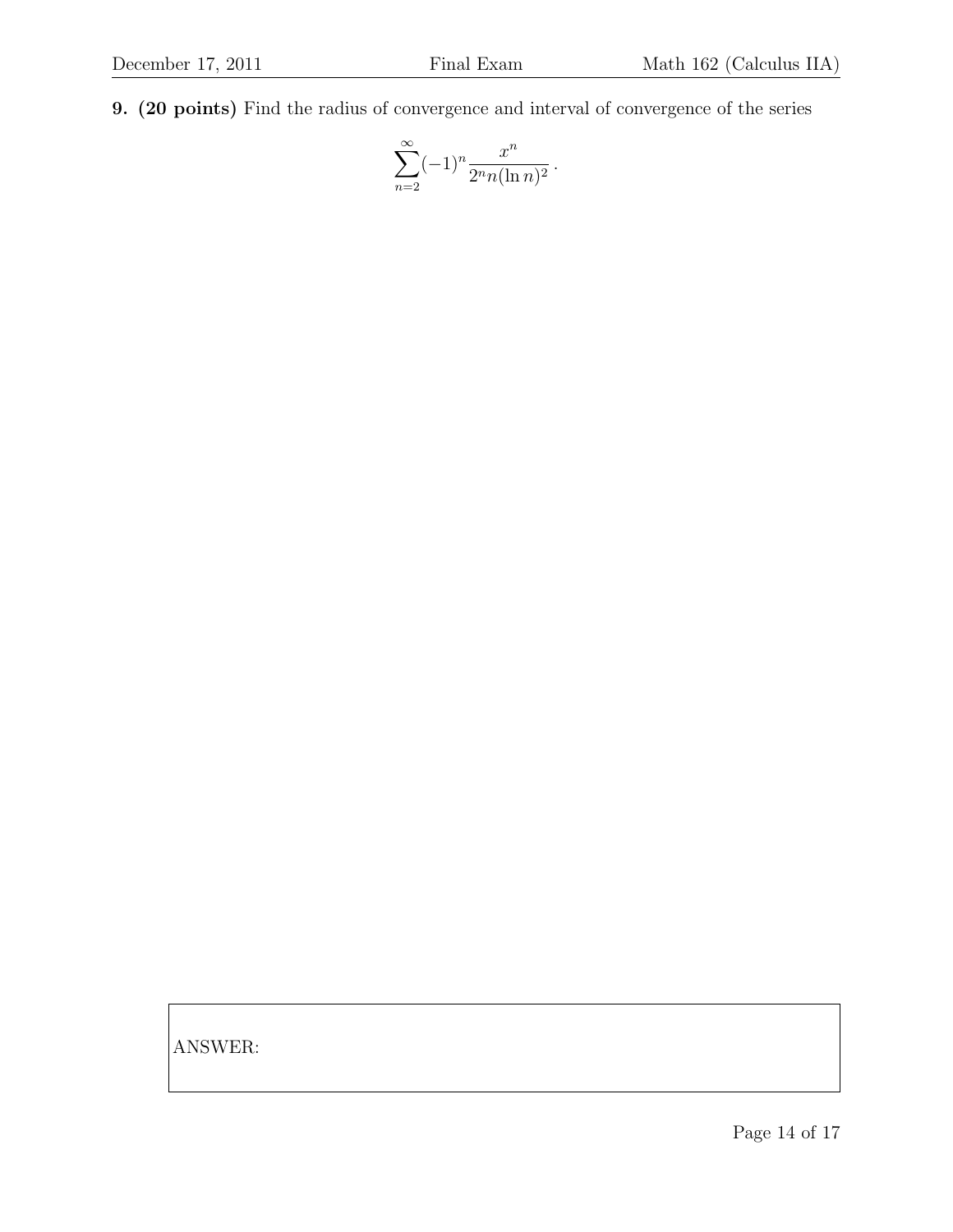**9. (20 points)** Find the radius of convergence and interval of convergence of the series

$$\sum_{n=2}^{\infty}(-1)^n \frac{x^n}{2^n n(\ln n)^2}\,.$$

ANSWER: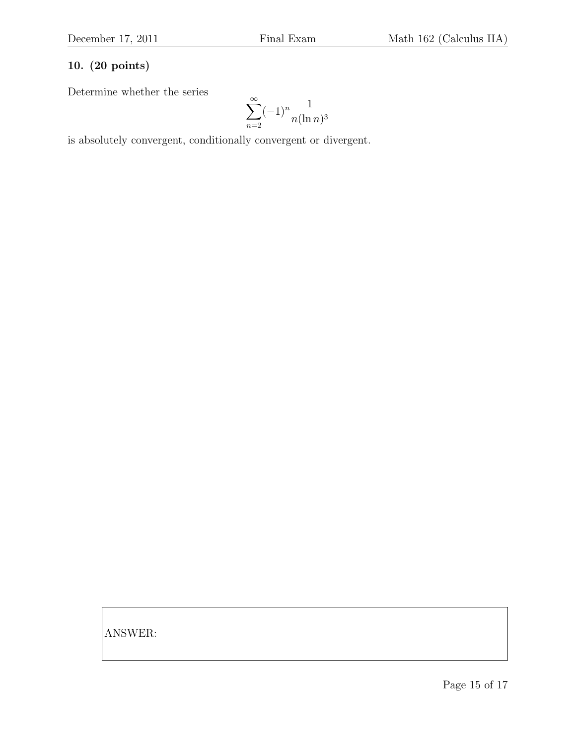**10. (20 points)**

Determine whether the series

$$\sum_{n=2}^{\infty}(-1)^n \frac{1}{n(\ln n)^3}$$

is absolutely convergent, conditionally convergent or divergent.

ANSWER: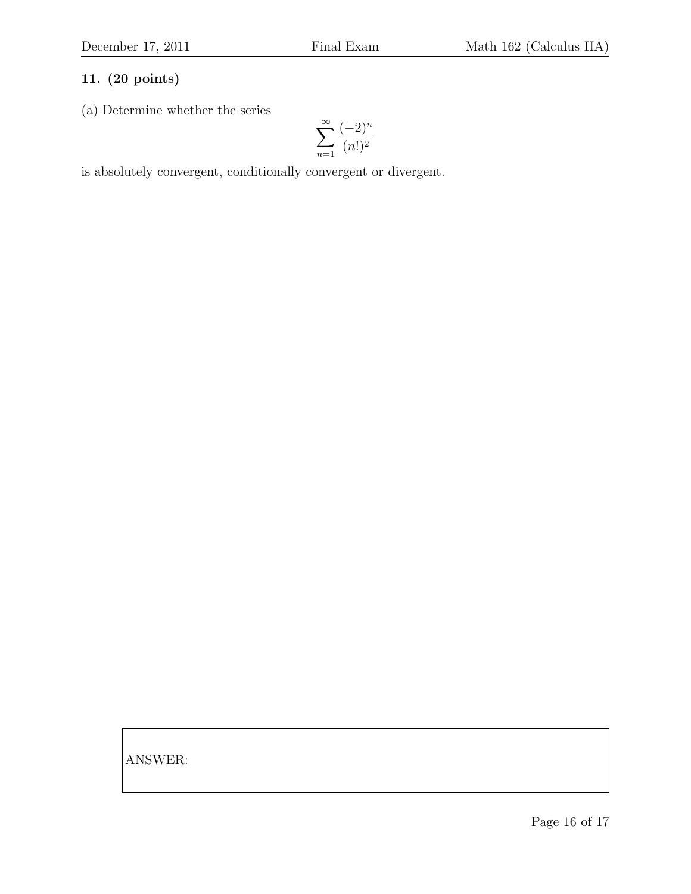**11. (20 points)**

(a) Determine whether the series

$$\sum_{n=1}^{\infty} \frac{(-2)^n}{(n!)^2}$$

is absolutely convergent, conditionally convergent or divergent.

ANSWER: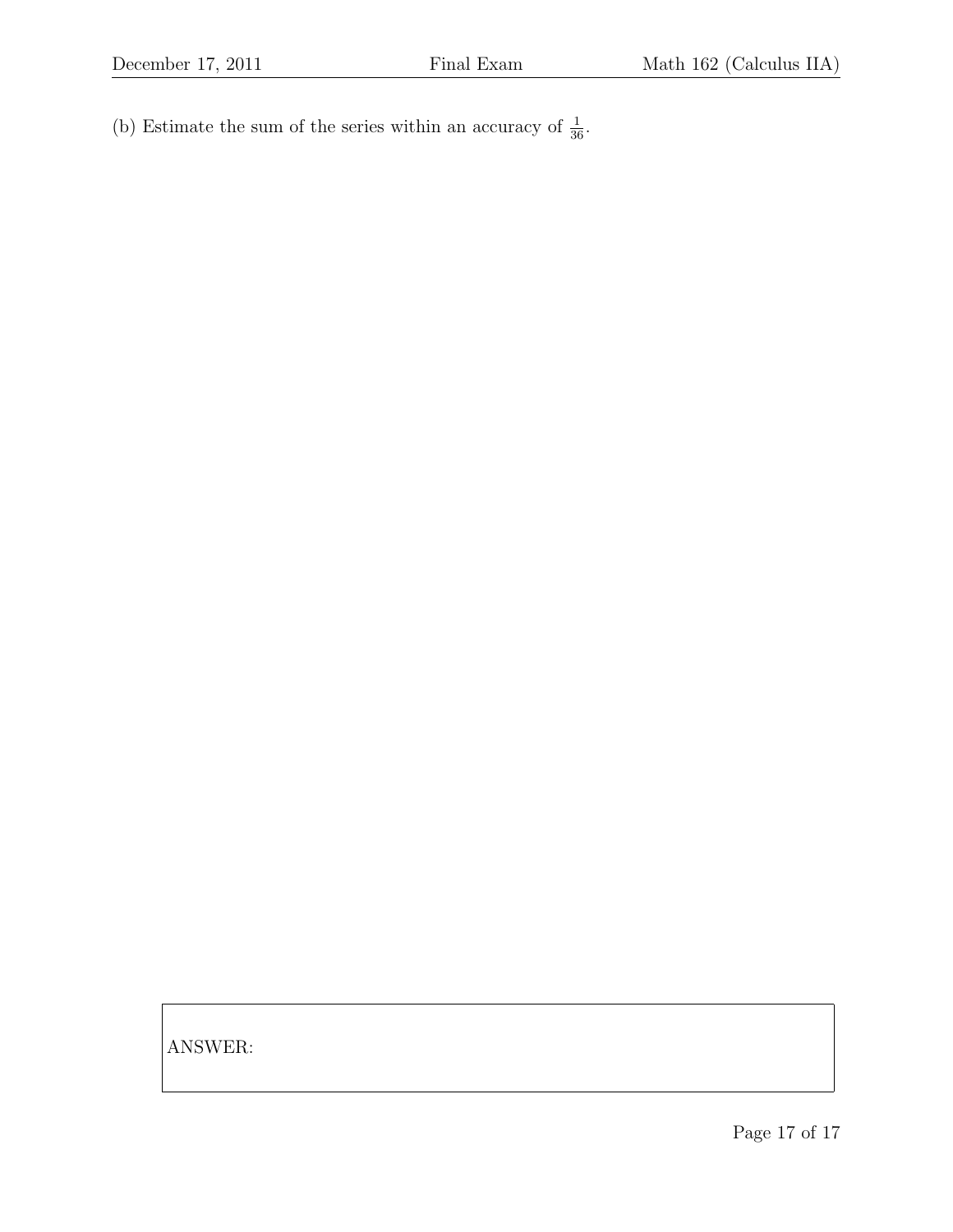(b) Estimate the sum of the series within an accuracy of $\frac{1}{36}$.

ANSWER: